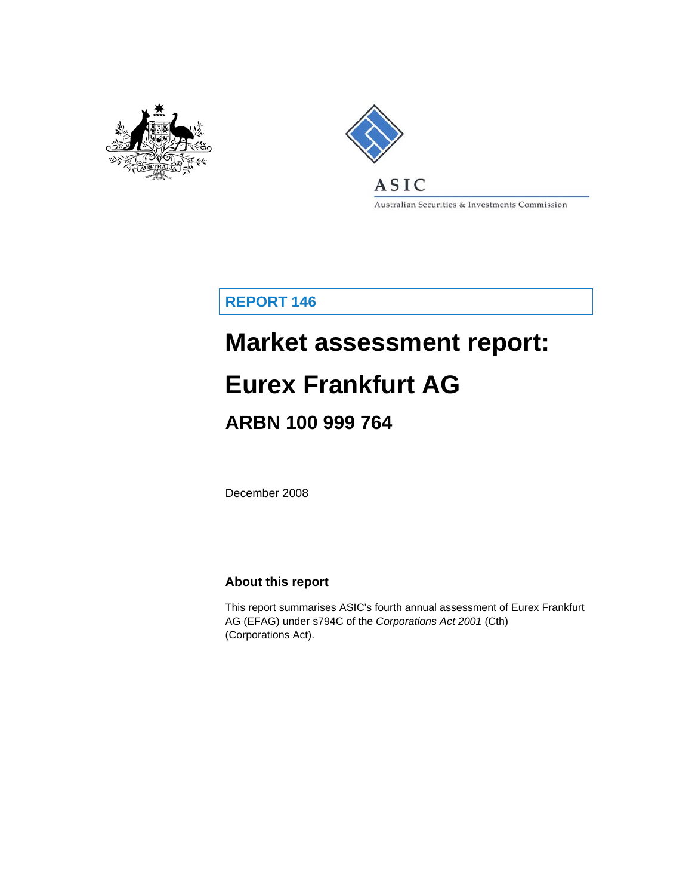ASIC

Australian Securities & Investments Commission

**REPORT 146**

# Market assessment report: Eurex Frankfurt AG

## ARBN 100 999 764

December 2008

### About this report

This report summarises ASIC's fourth annual assessment of Eurex Frankfurt AG (EFAG) under s794C of the *Corporations Act 2001* (Cth) (Corporations Act).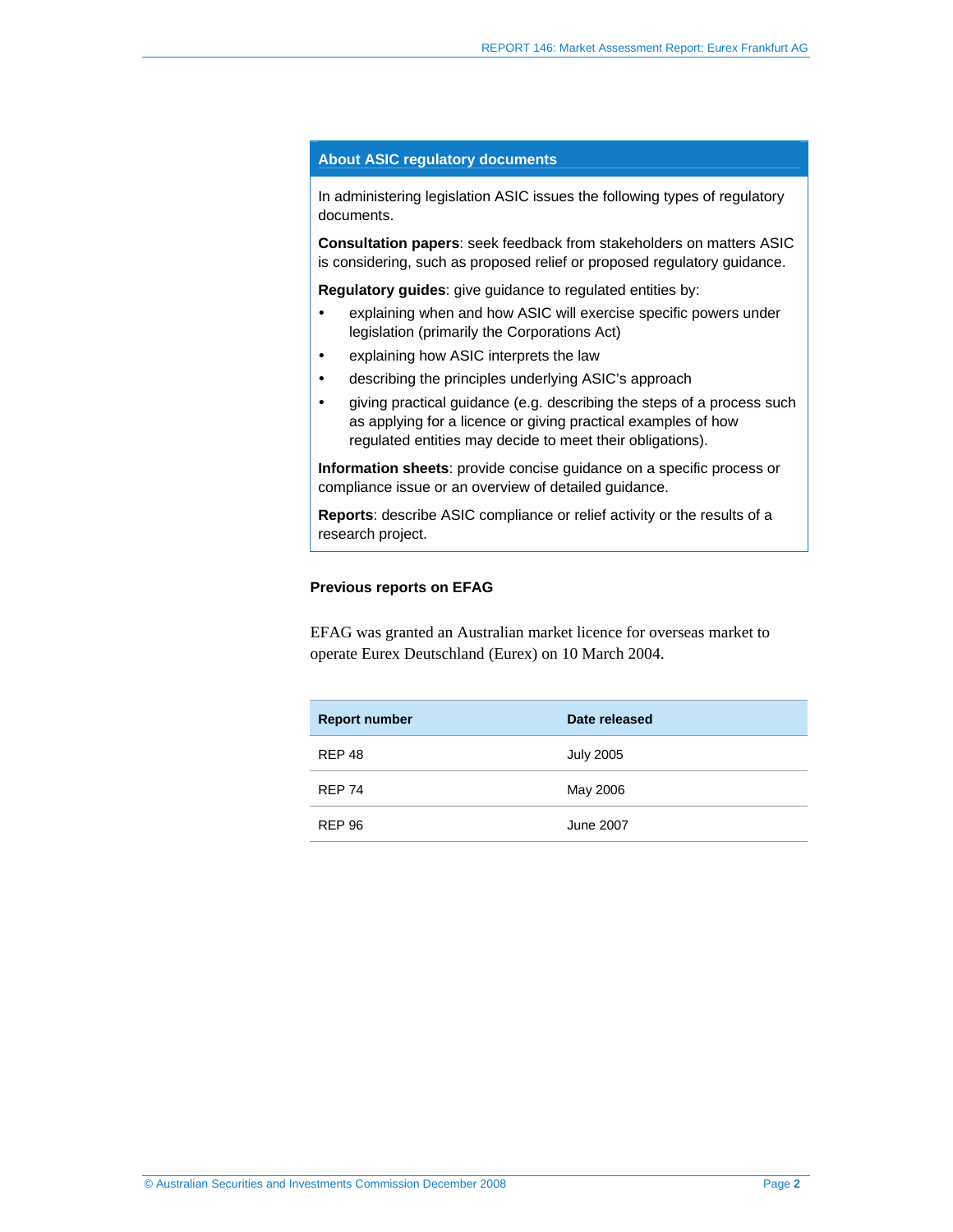## About ASIC regulatory documents

In administering legislation ASIC issues the following types of regulatory documents.

**Consultation papers**: seek feedback from stakeholders on matters ASIC is considering, such as proposed relief or proposed regulatory guidance.

**Regulatory guides**: give guidance to regulated entities by:

- explaining when and how ASIC will exercise specific powers under legislation (primarily the Corporations Act)
- explaining how ASIC interprets the law
- describing the principles underlying ASIC's approach
- giving practical guidance (e.g. describing the steps of a process such as applying for a licence or giving practical examples of how regulated entities may decide to meet their obligations).

**Information sheets**: provide concise guidance on a specific process or compliance issue or an overview of detailed guidance.

**Reports**: describe ASIC compliance or relief activity or the results of a research project.

### Previous reports on EFAG

EFAG was granted an Australian market licence for overseas market to operate Eurex Deutschland (Eurex) on 10 March 2004.

| Report number | Date released |
|---|---|
| REP 48 | July 2005 |
| REP 74 | May 2006 |
| REP 96 | June 2007 |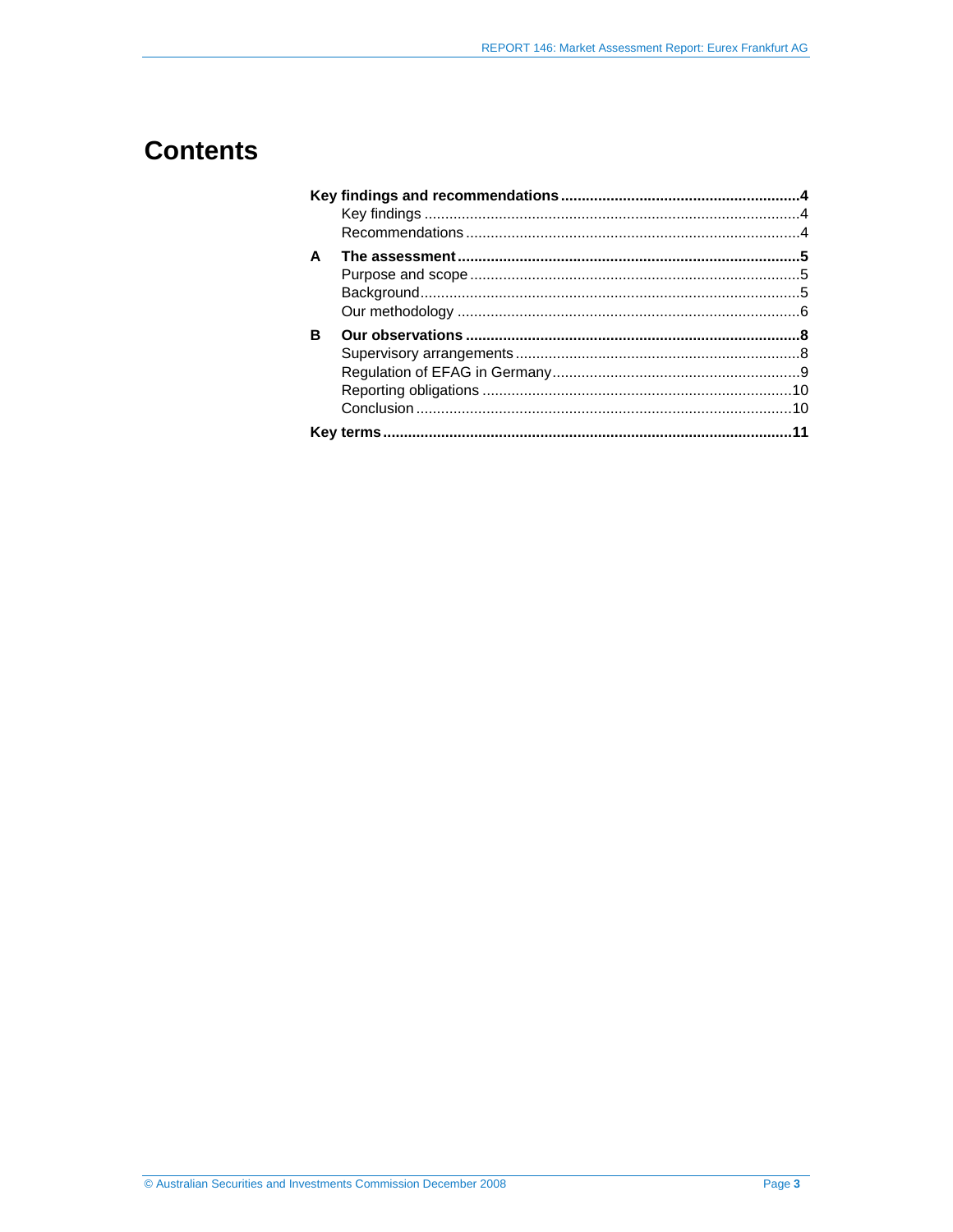# Contents

**Key findings and recommendations** ....................................................... **4**

- Key findings ....................................................... 4
- Recommendations ....................................................... 4

**A The assessment** ....................................................... **5**

- Purpose and scope ....................................................... 5
- Background ....................................................... 5
- Our methodology ....................................................... 6

**B Our observations** ....................................................... **8**

- Supervisory arrangements ....................................................... 8
- Regulation of EFAG in Germany ....................................................... 9
- Reporting obligations ....................................................... 10
- Conclusion ....................................................... 10

**Key terms** ....................................................... **11**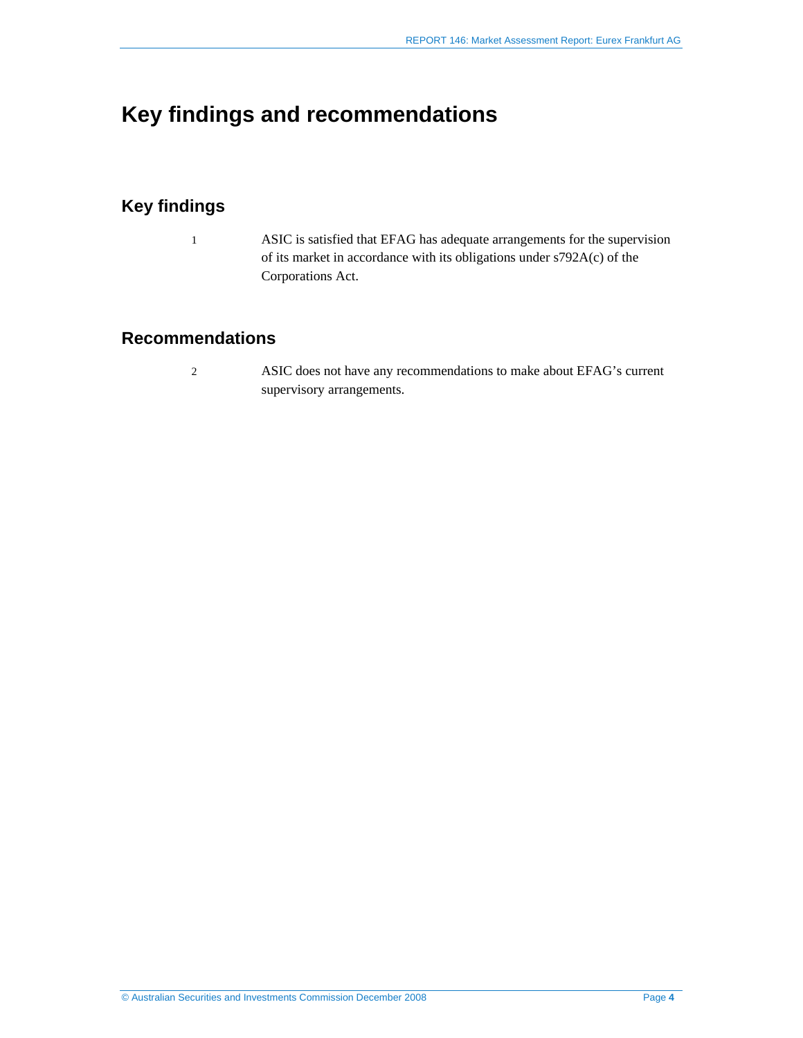# Key findings and recommendations

## Key findings

1 ASIC is satisfied that EFAG has adequate arrangements for the supervision of its market in accordance with its obligations under s792A(c) of the Corporations Act.

## Recommendations

2 ASIC does not have any recommendations to make about EFAG's current supervisory arrangements.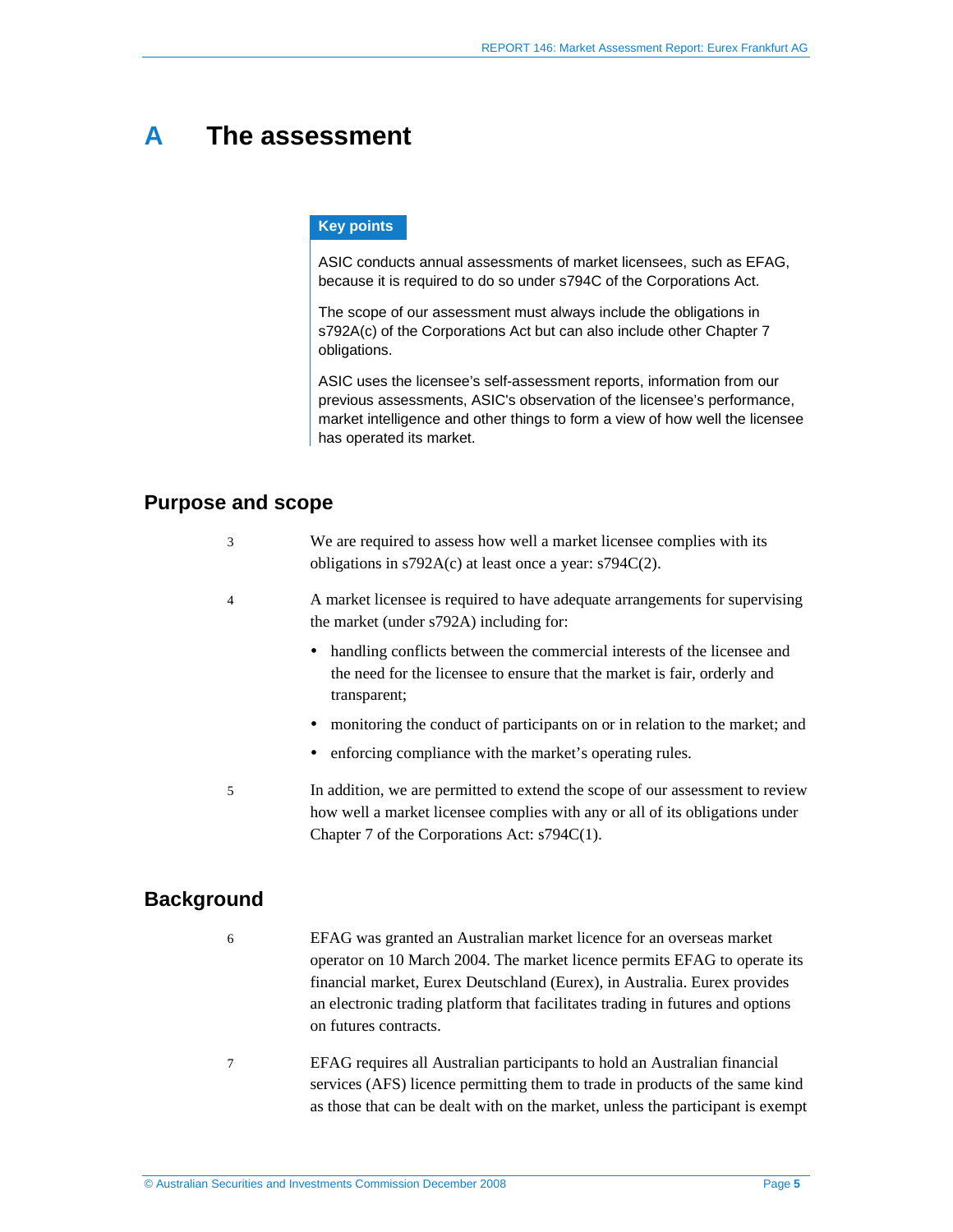# A The assessment

> **Key points**
>
> ASIC conducts annual assessments of market licensees, such as EFAG, because it is required to do so under s794C of the Corporations Act.
>
> The scope of our assessment must always include the obligations in s792A(c) of the Corporations Act but can also include other Chapter 7 obligations.
>
> ASIC uses the licensee's self-assessment reports, information from our previous assessments, ASIC's observation of the licensee's performance, market intelligence and other things to form a view of how well the licensee has operated its market.

## Purpose and scope

3 We are required to assess how well a market licensee complies with its obligations in s792A(c) at least once a year: s794C(2).

4 A market licensee is required to have adequate arrangements for supervising the market (under s792A) including for:

- handling conflicts between the commercial interests of the licensee and the need for the licensee to ensure that the market is fair, orderly and transparent;
- monitoring the conduct of participants on or in relation to the market; and
- enforcing compliance with the market's operating rules.

5 In addition, we are permitted to extend the scope of our assessment to review how well a market licensee complies with any or all of its obligations under Chapter 7 of the Corporations Act: s794C(1).

## Background

6 EFAG was granted an Australian market licence for an overseas market operator on 10 March 2004. The market licence permits EFAG to operate its financial market, Eurex Deutschland (Eurex), in Australia. Eurex provides an electronic trading platform that facilitates trading in futures and options on futures contracts.

7 EFAG requires all Australian participants to hold an Australian financial services (AFS) licence permitting them to trade in products of the same kind as those that can be dealt with on the market, unless the participant is exempt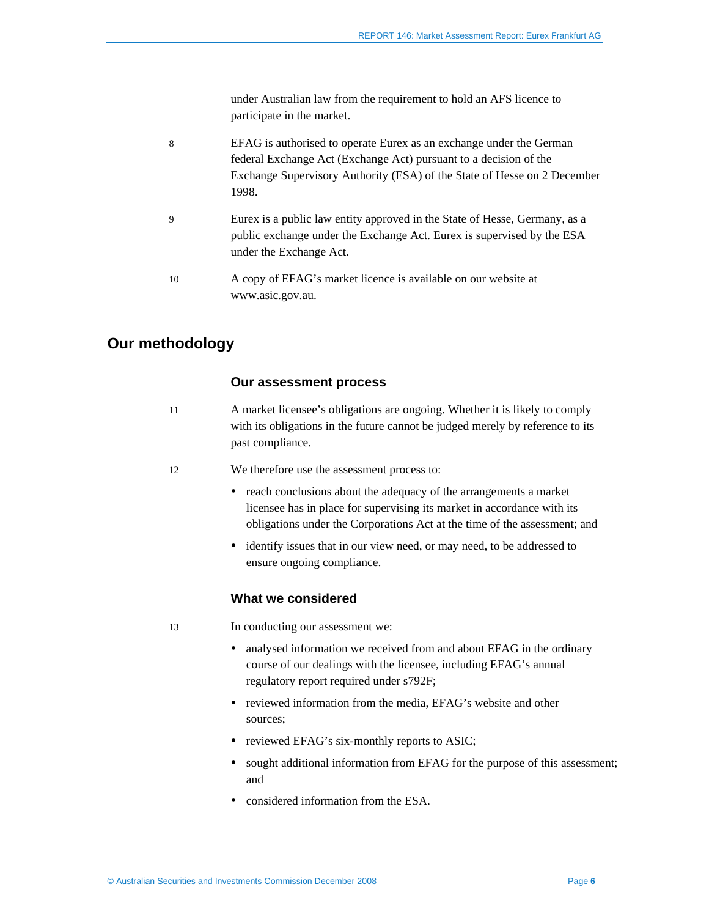under Australian law from the requirement to hold an AFS licence to participate in the market.

8 EFAG is authorised to operate Eurex as an exchange under the German federal Exchange Act (Exchange Act) pursuant to a decision of the Exchange Supervisory Authority (ESA) of the State of Hesse on 2 December 1998.

9 Eurex is a public law entity approved in the State of Hesse, Germany, as a public exchange under the Exchange Act. Eurex is supervised by the ESA under the Exchange Act.

10 A copy of EFAG's market licence is available on our website at www.asic.gov.au.

## Our methodology

### Our assessment process

11 A market licensee's obligations are ongoing. Whether it is likely to comply with its obligations in the future cannot be judged merely by reference to its past compliance.

12 We therefore use the assessment process to:

- reach conclusions about the adequacy of the arrangements a market licensee has in place for supervising its market in accordance with its obligations under the Corporations Act at the time of the assessment; and
- identify issues that in our view need, or may need, to be addressed to ensure ongoing compliance.

### What we considered

13 In conducting our assessment we:

- analysed information we received from and about EFAG in the ordinary course of our dealings with the licensee, including EFAG's annual regulatory report required under s792F;
- reviewed information from the media, EFAG's website and other sources;
- reviewed EFAG's six-monthly reports to ASIC;
- sought additional information from EFAG for the purpose of this assessment; and
- considered information from the ESA.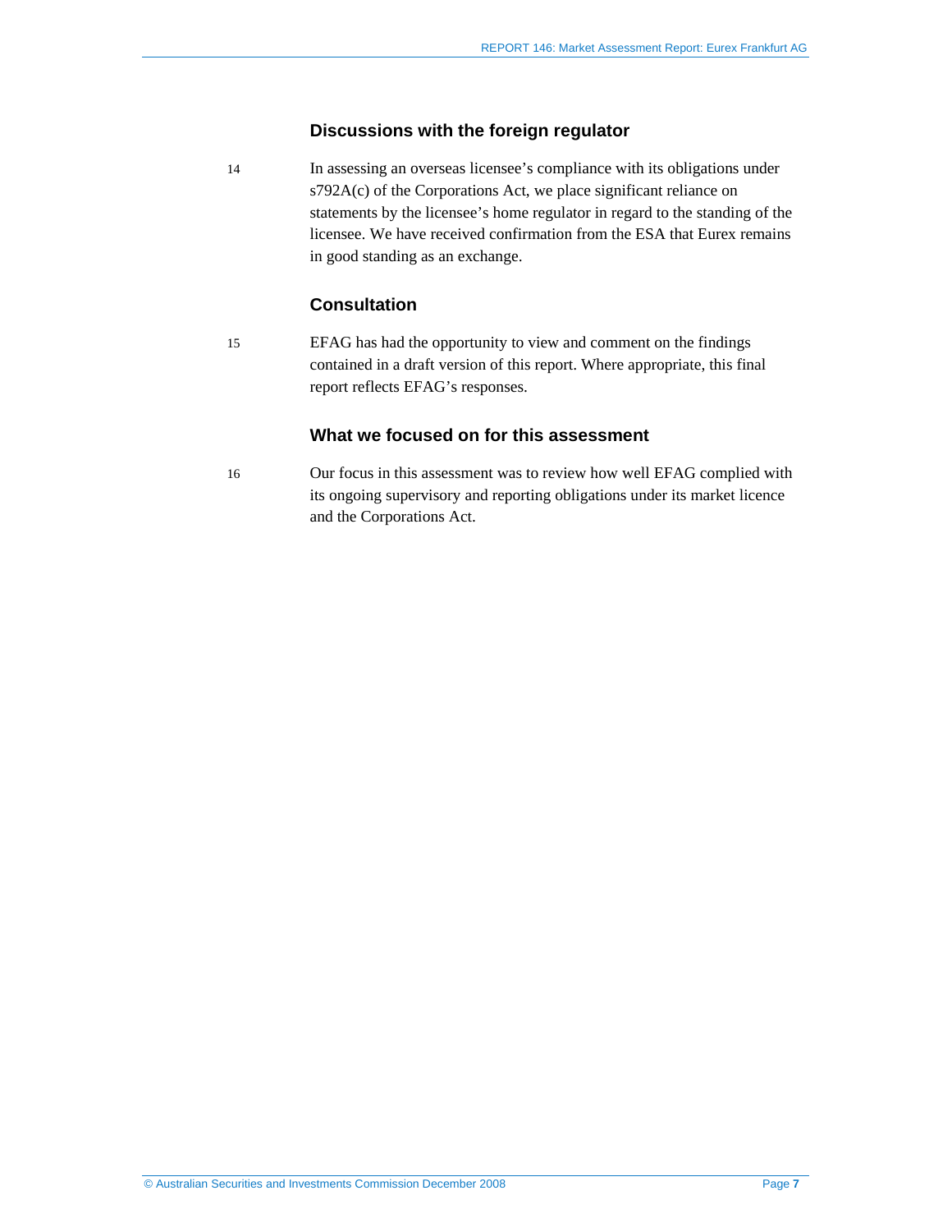### Discussions with the foreign regulator

14 In assessing an overseas licensee's compliance with its obligations under s792A(c) of the Corporations Act, we place significant reliance on statements by the licensee's home regulator in regard to the standing of the licensee. We have received confirmation from the ESA that Eurex remains in good standing as an exchange.

### Consultation

15 EFAG has had the opportunity to view and comment on the findings contained in a draft version of this report. Where appropriate, this final report reflects EFAG's responses.

### What we focused on for this assessment

16 Our focus in this assessment was to review how well EFAG complied with its ongoing supervisory and reporting obligations under its market licence and the Corporations Act.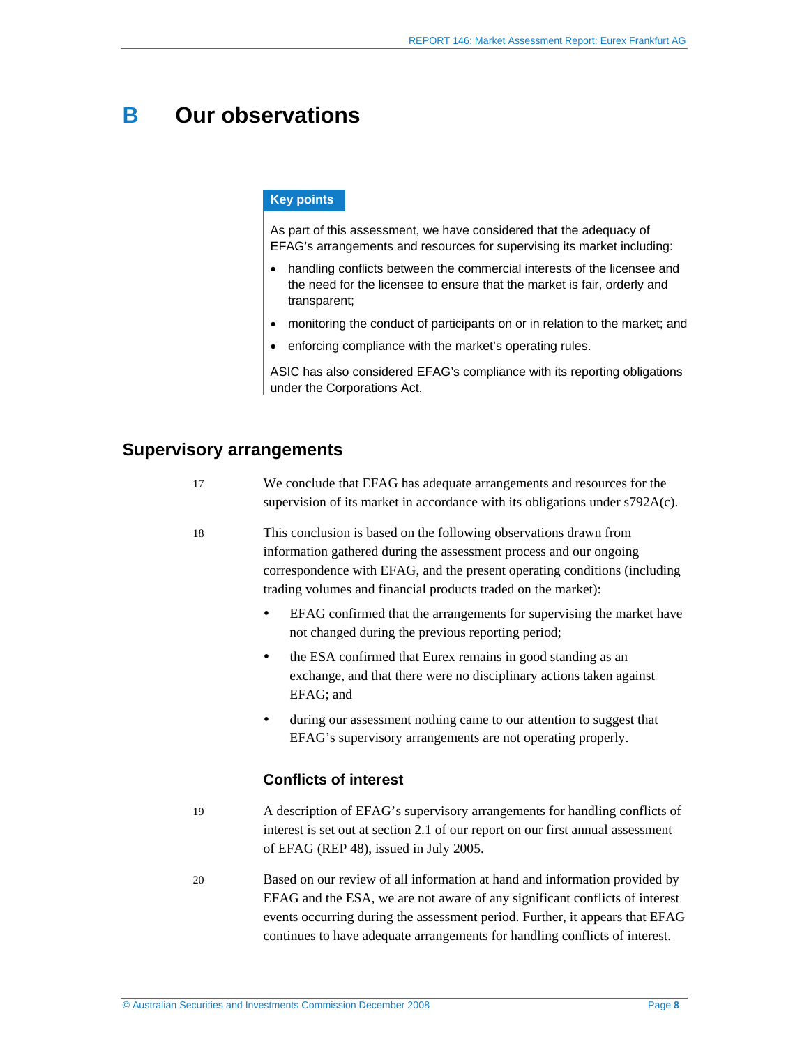# B Our observations

**Key points**

As part of this assessment, we have considered that the adequacy of EFAG's arrangements and resources for supervising its market including:

- handling conflicts between the commercial interests of the licensee and the need for the licensee to ensure that the market is fair, orderly and transparent;
- monitoring the conduct of participants on or in relation to the market; and
- enforcing compliance with the market's operating rules.

ASIC has also considered EFAG's compliance with its reporting obligations under the Corporations Act.

## Supervisory arrangements

17 We conclude that EFAG has adequate arrangements and resources for the supervision of its market in accordance with its obligations under s792A(c).

18 This conclusion is based on the following observations drawn from information gathered during the assessment process and our ongoing correspondence with EFAG, and the present operating conditions (including trading volumes and financial products traded on the market):

- EFAG confirmed that the arrangements for supervising the market have not changed during the previous reporting period;
- the ESA confirmed that Eurex remains in good standing as an exchange, and that there were no disciplinary actions taken against EFAG; and
- during our assessment nothing came to our attention to suggest that EFAG's supervisory arrangements are not operating properly.

### Conflicts of interest

19 A description of EFAG's supervisory arrangements for handling conflicts of interest is set out at section 2.1 of our report on our first annual assessment of EFAG (REP 48), issued in July 2005.

20 Based on our review of all information at hand and information provided by EFAG and the ESA, we are not aware of any significant conflicts of interest events occurring during the assessment period. Further, it appears that EFAG continues to have adequate arrangements for handling conflicts of interest.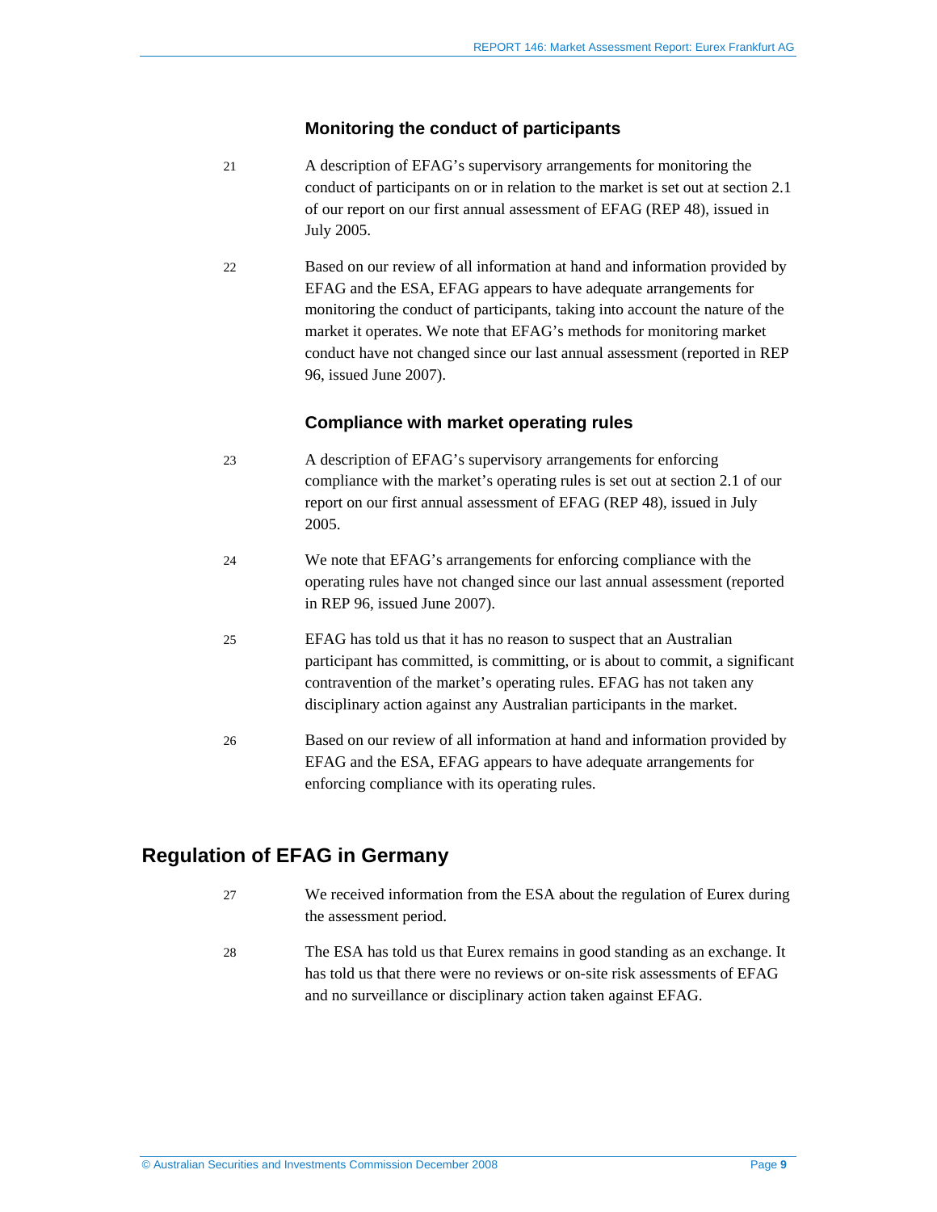### Monitoring the conduct of participants

21 A description of EFAG's supervisory arrangements for monitoring the conduct of participants on or in relation to the market is set out at section 2.1 of our report on our first annual assessment of EFAG (REP 48), issued in July 2005.

22 Based on our review of all information at hand and information provided by EFAG and the ESA, EFAG appears to have adequate arrangements for monitoring the conduct of participants, taking into account the nature of the market it operates. We note that EFAG's methods for monitoring market conduct have not changed since our last annual assessment (reported in REP 96, issued June 2007).

### Compliance with market operating rules

23 A description of EFAG's supervisory arrangements for enforcing compliance with the market's operating rules is set out at section 2.1 of our report on our first annual assessment of EFAG (REP 48), issued in July 2005.

24 We note that EFAG's arrangements for enforcing compliance with the operating rules have not changed since our last annual assessment (reported in REP 96, issued June 2007).

25 EFAG has told us that it has no reason to suspect that an Australian participant has committed, is committing, or is about to commit, a significant contravention of the market's operating rules. EFAG has not taken any disciplinary action against any Australian participants in the market.

26 Based on our review of all information at hand and information provided by EFAG and the ESA, EFAG appears to have adequate arrangements for enforcing compliance with its operating rules.

## Regulation of EFAG in Germany

27 We received information from the ESA about the regulation of Eurex during the assessment period.

28 The ESA has told us that Eurex remains in good standing as an exchange. It has told us that there were no reviews or on-site risk assessments of EFAG and no surveillance or disciplinary action taken against EFAG.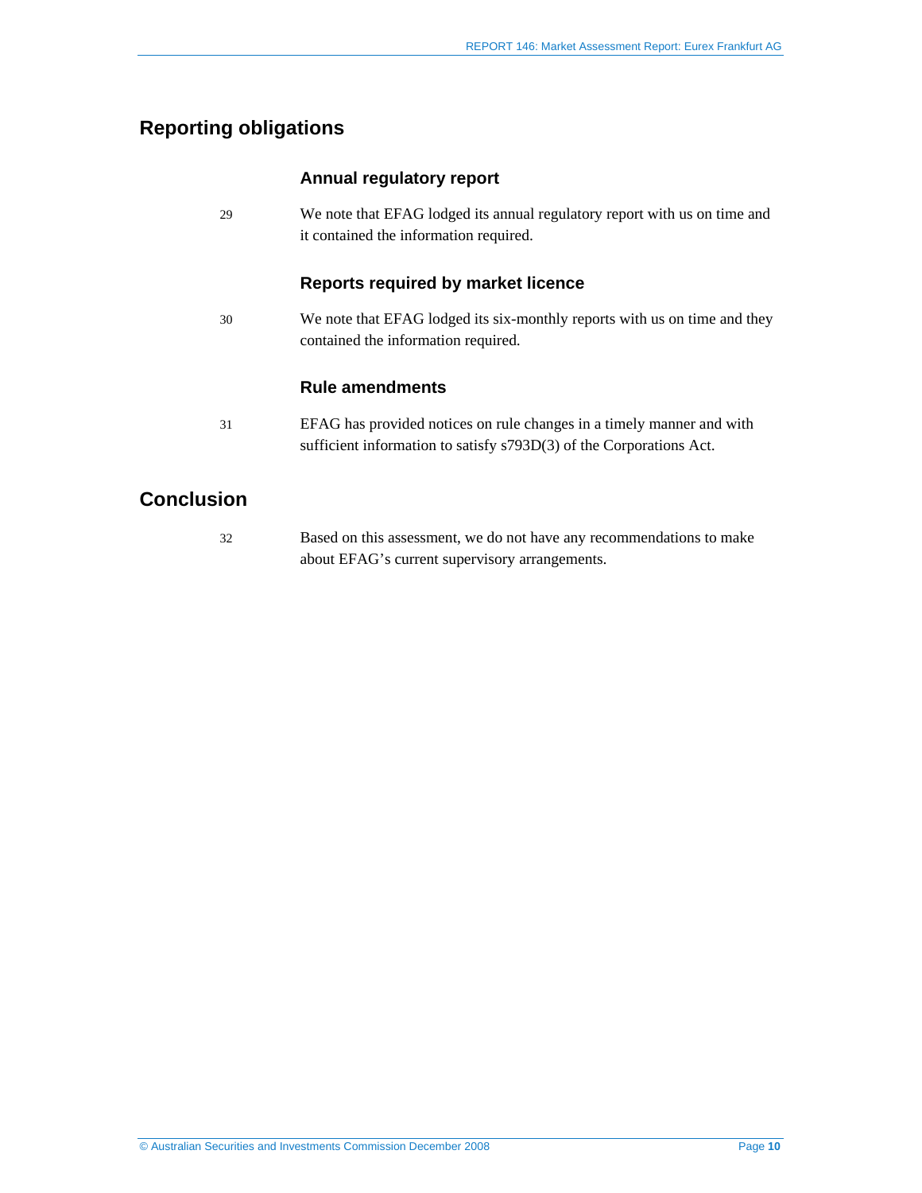## Reporting obligations

### Annual regulatory report

29 We note that EFAG lodged its annual regulatory report with us on time and it contained the information required.

### Reports required by market licence

30 We note that EFAG lodged its six-monthly reports with us on time and they contained the information required.

### Rule amendments

31 EFAG has provided notices on rule changes in a timely manner and with sufficient information to satisfy s793D(3) of the Corporations Act.

## Conclusion

32 Based on this assessment, we do not have any recommendations to make about EFAG's current supervisory arrangements.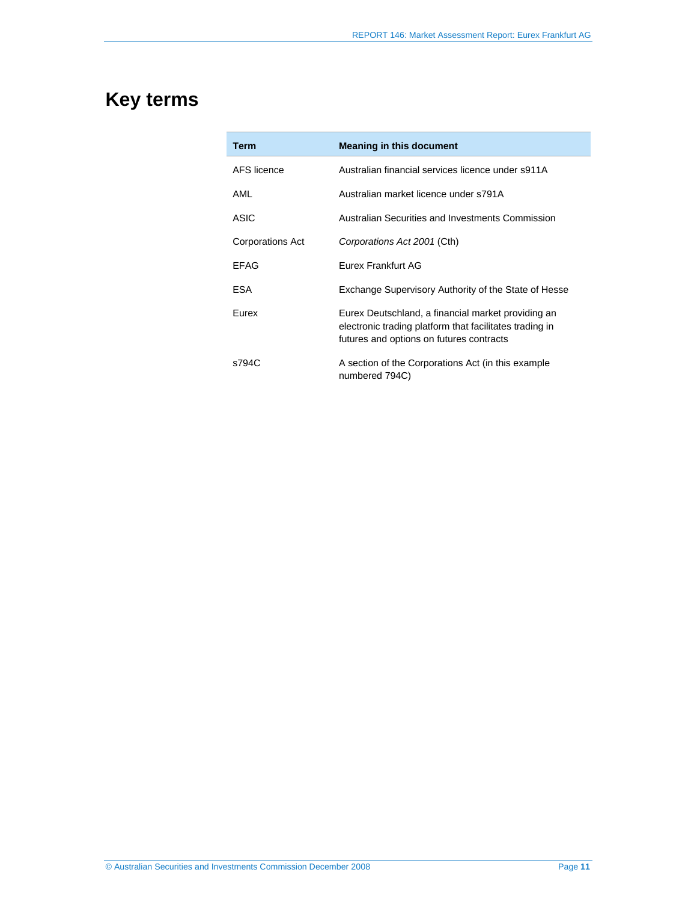# Key terms

| Term | Meaning in this document |
|---|---|
| AFS licence | Australian financial services licence under s911A |
| AML | Australian market licence under s791A |
| ASIC | Australian Securities and Investments Commission |
| Corporations Act | *Corporations Act 2001* (Cth) |
| EFAG | Eurex Frankfurt AG |
| ESA | Exchange Supervisory Authority of the State of Hesse |
| Eurex | Eurex Deutschland, a financial market providing an electronic trading platform that facilitates trading in futures and options on futures contracts |
| s794C | A section of the Corporations Act (in this example numbered 794C) |